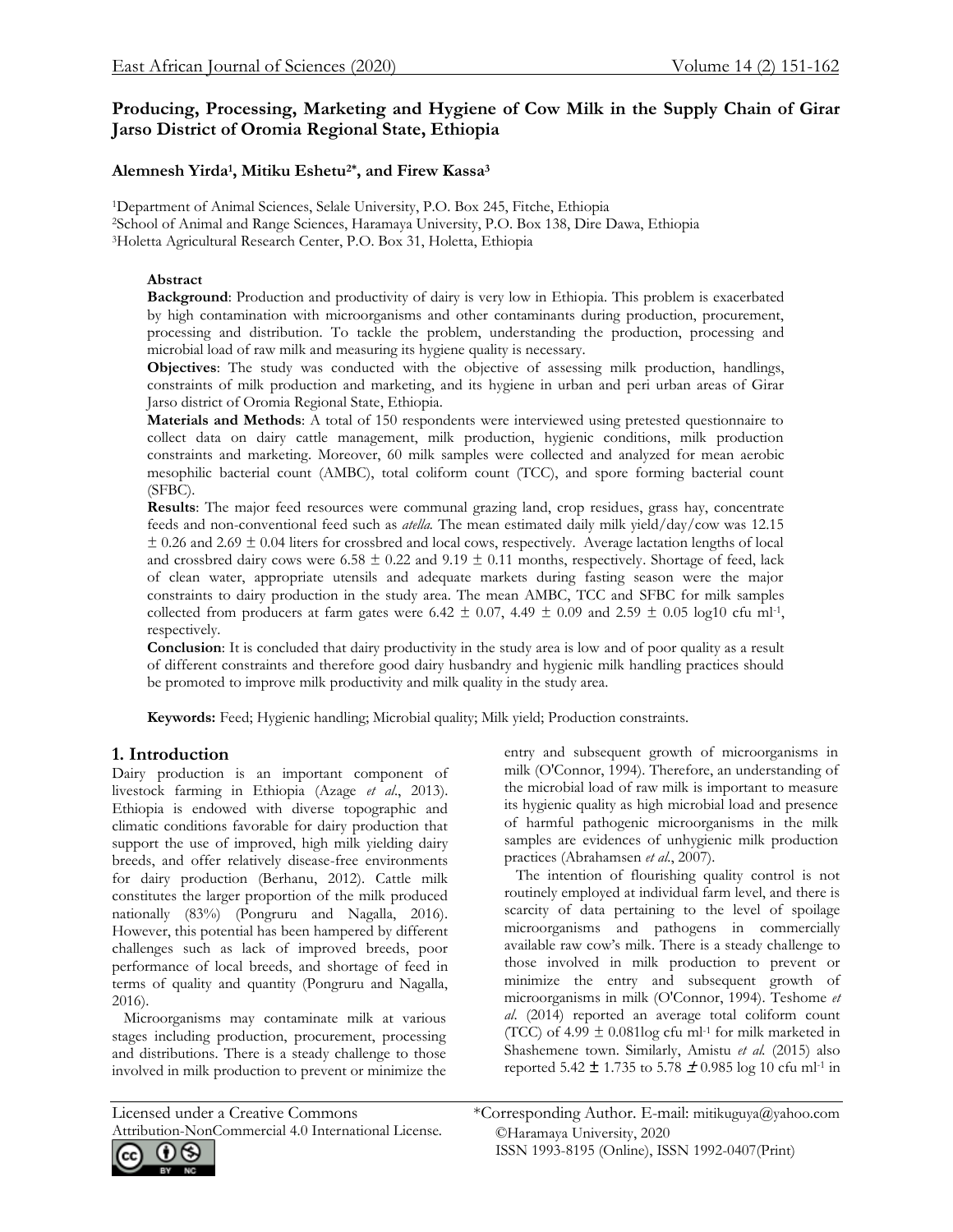# Producing, Processing, Marketing and Hygiene of Cow Milk in the Supply Chain of Girar Jarso District of Oromia Regional State, Ethiopia

**Alemnesh Yirda[1], Mitiku Eshetu[2*], and Firew Kassa[3]**

[1]Department of Animal Sciences, Selale University, P.O. Box 245, Fitche, Ethiopia
[2]School of Animal and Range Sciences, Haramaya University, P.O. Box 138, Dire Dawa, Ethiopia
[3]Holetta Agricultural Research Center, P.O. Box 31, Holetta, Ethiopia

**Abstract**

**Background**: Production and productivity of dairy is very low in Ethiopia. This problem is exacerbated by high contamination with microorganisms and other contaminants during production, procurement, processing and distribution. To tackle the problem, understanding the production, processing and microbial load of raw milk and measuring its hygiene quality is necessary.

**Objectives**: The study was conducted with the objective of assessing milk production, handlings, constraints of milk production and marketing, and its hygiene in urban and peri urban areas of Girar Jarso district of Oromia Regional State, Ethiopia.

**Materials and Methods**: A total of 150 respondents were interviewed using pretested questionnaire to collect data on dairy cattle management, milk production, hygienic conditions, milk production constraints and marketing. Moreover, 60 milk samples were collected and analyzed for mean aerobic mesophilic bacterial count (AMBC), total coliform count (TCC), and spore forming bacterial count (SFBC).

**Results**: The major feed resources were communal grazing land, crop residues, grass hay, concentrate feeds and non-conventional feed such as *atella*. The mean estimated daily milk yield/day/cow was 12.15 ± 0.26 and 2.69 ± 0.04 liters for crossbred and local cows, respectively. Average lactation lengths of local and crossbred dairy cows were 6.58 ± 0.22 and 9.19 ± 0.11 months, respectively. Shortage of feed, lack of clean water, appropriate utensils and adequate markets during fasting season were the major constraints to dairy production in the study area. The mean AMBC, TCC and SFBC for milk samples collected from producers at farm gates were 6.42 ± 0.07, 4.49 ± 0.09 and 2.59 ± 0.05 log10 cfu $ml^{-1}$, respectively.

**Conclusion**: It is concluded that dairy productivity in the study area is low and of poor quality as a result of different constraints and therefore good dairy husbandry and hygienic milk handling practices should be promoted to improve milk productivity and milk quality in the study area.

**Keywords:** Feed; Hygienic handling; Microbial quality; Milk yield; Production constraints.

## 1. Introduction

Dairy production is an important component of livestock farming in Ethiopia (Azage *et al*., 2013). Ethiopia is endowed with diverse topographic and climatic conditions favorable for dairy production that support the use of improved, high milk yielding dairy breeds, and offer relatively disease-free environments for dairy production (Berhanu, 2012). Cattle milk constitutes the larger proportion of the milk produced nationally (83%) (Pongruru and Nagalla, 2016). However, this potential has been hampered by different challenges such as lack of improved breeds, poor performance of local breeds, and shortage of feed in terms of quality and quantity (Pongruru and Nagalla, 2016).

Microorganisms may contaminate milk at various stages including production, procurement, processing and distributions. There is a steady challenge to those involved in milk production to prevent or minimize the entry and subsequent growth of microorganisms in milk (O'Connor, 1994). Therefore, an understanding of the microbial load of raw milk is important to measure its hygienic quality as high microbial load and presence of harmful pathogenic microorganisms in the milk samples are evidences of unhygienic milk production practices (Abrahamsen *et al*., 2007).

The intention of flourishing quality control is not routinely employed at individual farm level, and there is scarcity of data pertaining to the level of spoilage microorganisms and pathogens in commercially available raw cow's milk. There is a steady challenge to those involved in milk production to prevent or minimize the entry and subsequent growth of microorganisms in milk (O'Connor, 1994). Teshome *et al*. (2014) reported an average total coliform count (TCC) of 4.99 ± 0.081log cfu $ml^{-1}$ for milk marketed in Shashemene town. Similarly, Amistu *et al.* (2015) also reported 5.42 ± 1.735 to 5.78 ± 0.985 log 10 cfu $ml^{-1}$ in

Licensed under a Creative Commons Attribution-NonCommercial 4.0 International License.

*Corresponding Author. E-mail: mitikuguya@yahoo.com
©Haramaya University, 2020
ISSN 1993-8195 (Online), ISSN 1992-0407(Print)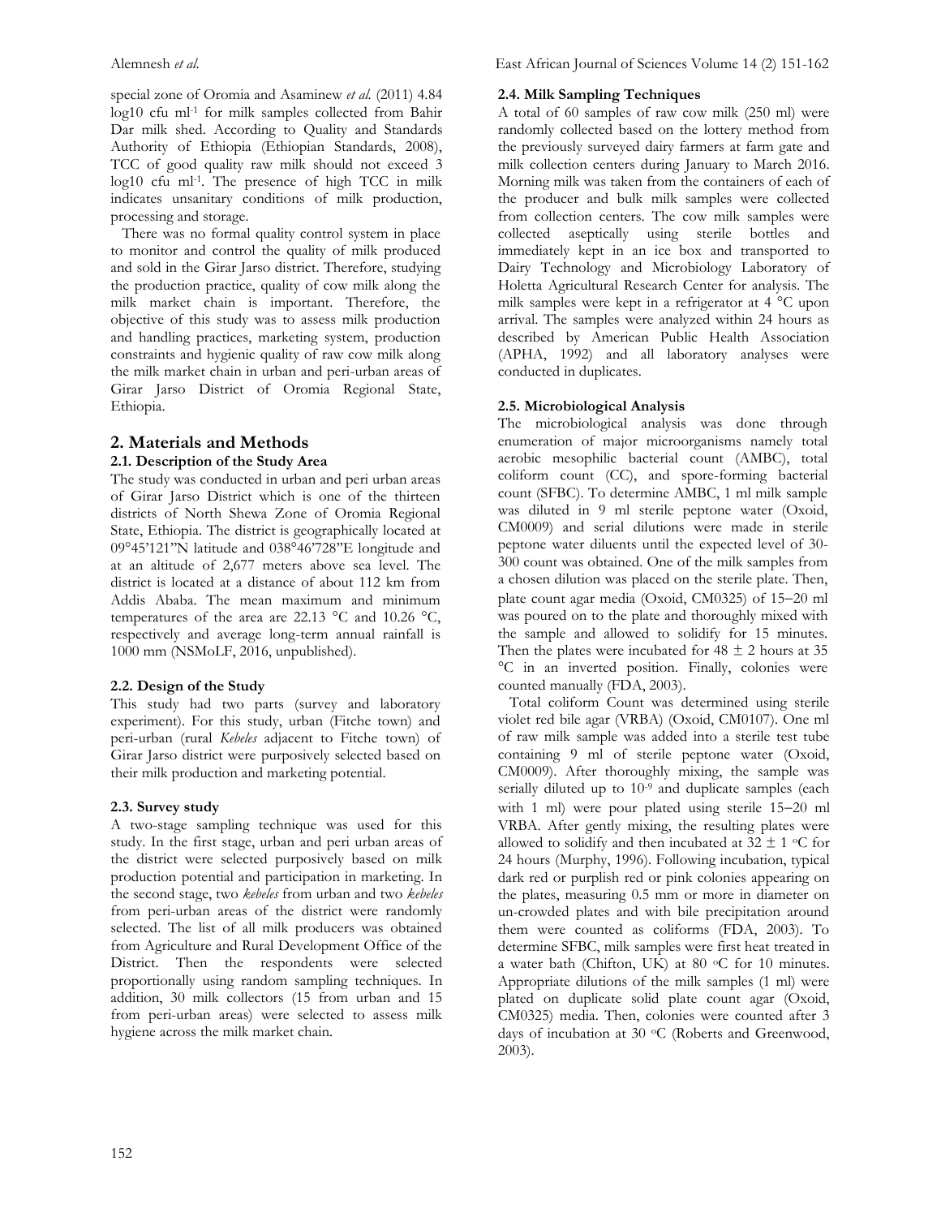special zone of Oromia and Asaminew *et al.* (2011) 4.84 log10 cfu ml$^{-1}$ for milk samples collected from Bahir Dar milk shed. According to Quality and Standards Authority of Ethiopia (Ethiopian Standards, 2008), TCC of good quality raw milk should not exceed 3 log10 cfu ml$^{-1}$. The presence of high TCC in milk indicates unsanitary conditions of milk production, processing and storage.

There was no formal quality control system in place to monitor and control the quality of milk produced and sold in the Girar Jarso district. Therefore, studying the production practice, quality of cow milk along the milk market chain is important. Therefore, the objective of this study was to assess milk production and handling practices, marketing system, production constraints and hygienic quality of raw cow milk along the milk market chain in urban and peri-urban areas of Girar Jarso District of Oromia Regional State, Ethiopia.

## 2. Materials and Methods

### 2.1. Description of the Study Area

The study was conducted in urban and peri urban areas of Girar Jarso District which is one of the thirteen districts of North Shewa Zone of Oromia Regional State, Ethiopia. The district is geographically located at 09°45'121"N latitude and 038°46'728"E longitude and at an altitude of 2,677 meters above sea level. The district is located at a distance of about 112 km from Addis Ababa. The mean maximum and minimum temperatures of the area are 22.13 °C and 10.26 °C, respectively and average long-term annual rainfall is 1000 mm (NSMoLF, 2016, unpublished).

### 2.2. Design of the Study

This study had two parts (survey and laboratory experiment). For this study, urban (Fitche town) and peri-urban (rural *Kebeles* adjacent to Fitche town) of Girar Jarso district were purposively selected based on their milk production and marketing potential.

### 2.3. Survey study

A two-stage sampling technique was used for this study. In the first stage, urban and peri urban areas of the district were selected purposively based on milk production potential and participation in marketing. In the second stage, two *kebeles* from urban and two *kebeles* from peri-urban areas of the district were randomly selected. The list of all milk producers was obtained from Agriculture and Rural Development Office of the District. Then the respondents were selected proportionally using random sampling techniques. In addition, 30 milk collectors (15 from urban and 15 from peri-urban areas) were selected to assess milk hygiene across the milk market chain.

### 2.4. Milk Sampling Techniques

A total of 60 samples of raw cow milk (250 ml) were randomly collected based on the lottery method from the previously surveyed dairy farmers at farm gate and milk collection centers during January to March 2016. Morning milk was taken from the containers of each of the producer and bulk milk samples were collected from collection centers. The cow milk samples were collected aseptically using sterile bottles and immediately kept in an ice box and transported to Dairy Technology and Microbiology Laboratory of Holetta Agricultural Research Center for analysis. The milk samples were kept in a refrigerator at 4 °C upon arrival. The samples were analyzed within 24 hours as described by American Public Health Association (APHA, 1992) and all laboratory analyses were conducted in duplicates.

### 2.5. Microbiological Analysis

The microbiological analysis was done through enumeration of major microorganisms namely total aerobic mesophilic bacterial count (AMBC), total coliform count (CC), and spore-forming bacterial count (SFBC). To determine AMBC, 1 ml milk sample was diluted in 9 ml sterile peptone water (Oxoid, CM0009) and serial dilutions were made in sterile peptone water diluents until the expected level of 30-300 count was obtained. One of the milk samples from a chosen dilution was placed on the sterile plate. Then, plate count agar media (Oxoid, CM0325) of 15–20 ml was poured on to the plate and thoroughly mixed with the sample and allowed to solidify for 15 minutes. Then the plates were incubated for 48 ± 2 hours at 35 °C in an inverted position. Finally, colonies were counted manually (FDA, 2003).

Total coliform Count was determined using sterile violet red bile agar (VRBA) (Oxoid, CM0107). One ml of raw milk sample was added into a sterile test tube containing 9 ml of sterile peptone water (Oxoid, CM0009). After thoroughly mixing, the sample was serially diluted up to $10^{-9}$ and duplicate samples (each with 1 ml) were pour plated using sterile 15–20 ml VRBA. After gently mixing, the resulting plates were allowed to solidify and then incubated at 32 ± 1 °C for 24 hours (Murphy, 1996). Following incubation, typical dark red or purplish red or pink colonies appearing on the plates, measuring 0.5 mm or more in diameter on un-crowded plates and with bile precipitation around them were counted as coliforms (FDA, 2003). To determine SFBC, milk samples were first heat treated in a water bath (Chifton, UK) at 80 °C for 10 minutes. Appropriate dilutions of the milk samples (1 ml) were plated on duplicate solid plate count agar (Oxoid, CM0325) media. Then, colonies were counted after 3 days of incubation at 30 °C (Roberts and Greenwood, 2003).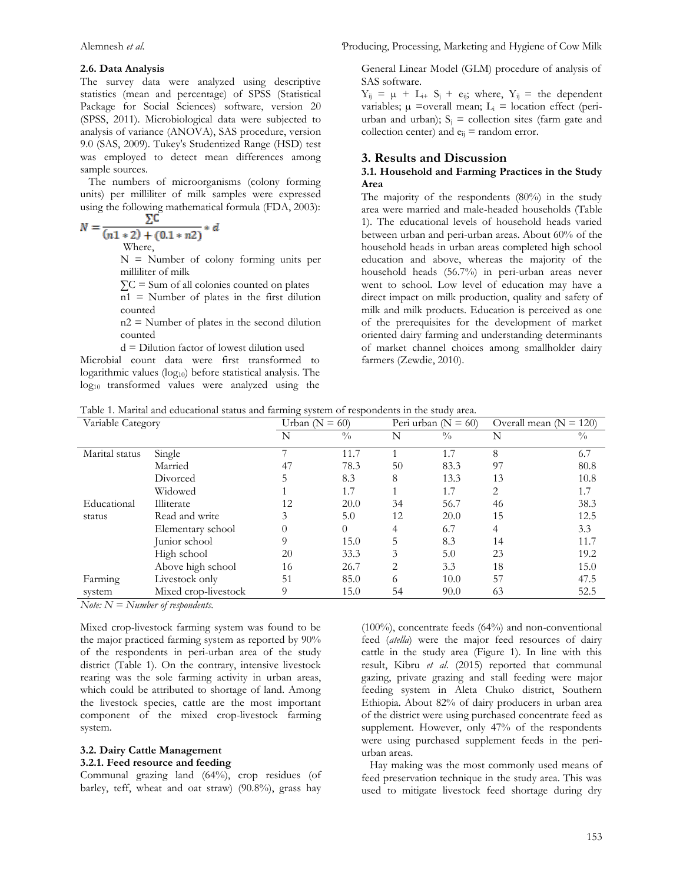### 2.6. Data Analysis

The survey data were analyzed using descriptive statistics (mean and percentage) of SPSS (Statistical Package for Social Sciences) software, version 20 (SPSS, 2011). Microbiological data were subjected to analysis of variance (ANOVA), SAS procedure, version 9.0 (SAS, 2009). Tukey's Studentized Range (HSD) test was employed to detect mean differences among sample sources.

The numbers of microorganisms (colony forming units) per milliliter of milk samples were expressed using the following mathematical formula (FDA, 2003):

$$N = \frac{\sum C}{(n1 * 2) + (0.1 * n2)} * d$$

Where,

N = Number of colony forming units per milliliter of milk

$\sum C$ = Sum of all colonies counted on plates

n1 = Number of plates in the first dilution counted

n2 = Number of plates in the second dilution counted

d = Dilution factor of lowest dilution used

Microbial count data were first transformed to logarithmic values ($\log_{10}$) before statistical analysis. The $\log_{10}$ transformed values were analyzed using the General Linear Model (GLM) procedure of analysis of SAS software.

$Y_{ij} = \mu + L_{i+} S_j + e_{ij}$; where, $Y_{ij}$ = the dependent variables; $\mu$ =overall mean; $L_i$ = location effect (peri-urban and urban); $S_j$ = collection sites (farm gate and collection center) and $e_{ij}$ = random error.

## 3. Results and Discussion

### 3.1. Household and Farming Practices in the Study Area

The majority of the respondents (80%) in the study area were married and male-headed households (Table 1). The educational levels of household heads varied between urban and peri-urban areas. About 60% of the household heads in urban areas completed high school education and above, whereas the majority of the household heads (56.7%) in peri-urban areas never went to school. Low level of education may have a direct impact on milk production, quality and safety of milk and milk products. Education is perceived as one of the prerequisites for the development of market oriented dairy farming and understanding determinants of market channel choices among smallholder dairy farmers (Zewdie, 2010).

Table 1. Marital and educational status and farming system of respondents in the study area.

| Variable Category | | Urban (N = 60) | | Peri urban (N = 60) | | Overall mean (N = 120) | |
|---|---|---|---|---|---|---|---|
| | | N | % | N | % | N | % |
| Marital status | Single | 7 | 11.7 | 1 | 1.7 | 8 | 6.7 |
| | Married | 47 | 78.3 | 50 | 83.3 | 97 | 80.8 |
| | Divorced | 5 | 8.3 | 8 | 13.3 | 13 | 10.8 |
| | Widowed | 1 | 1.7 | 1 | 1.7 | 2 | 1.7 |
| Educational status | Illiterate | 12 | 20.0 | 34 | 56.7 | 46 | 38.3 |
| | Read and write | 3 | 5.0 | 12 | 20.0 | 15 | 12.5 |
| | Elementary school | 0 | 0 | 4 | 6.7 | 4 | 3.3 |
| | Junior school | 9 | 15.0 | 5 | 8.3 | 14 | 11.7 |
| | High school | 20 | 33.3 | 3 | 5.0 | 23 | 19.2 |
| | Above high school | 16 | 26.7 | 2 | 3.3 | 18 | 15.0 |
| Farming system | Livestock only | 51 | 85.0 | 6 | 10.0 | 57 | 47.5 |
| | Mixed crop-livestock | 9 | 15.0 | 54 | 90.0 | 63 | 52.5 |

*Note: N = Number of respondents.*

Mixed crop-livestock farming system was found to be the major practiced farming system as reported by 90% of the respondents in peri-urban area of the study district (Table 1). On the contrary, intensive livestock rearing was the sole farming activity in urban areas, which could be attributed to shortage of land. Among the livestock species, cattle are the most important component of the mixed crop-livestock farming system.

### 3.2. Dairy Cattle Management

#### 3.2.1. Feed resource and feeding

Communal grazing land (64%), crop residues (of barley, teff, wheat and oat straw) (90.8%), grass hay (100%), concentrate feeds (64%) and non-conventional feed (*atella*) were the major feed resources of dairy cattle in the study area (Figure 1). In line with this result, Kibru *et al.* (2015) reported that communal gazing, private grazing and stall feeding were major feeding system in Aleta Chuko district, Southern Ethiopia. About 82% of dairy producers in urban area of the district were using purchased concentrate feed as supplement. However, only 47% of the respondents were using purchased supplement feeds in the peri-urban areas.

Hay making was the most commonly used means of feed preservation technique in the study area. This was used to mitigate livestock feed shortage during dry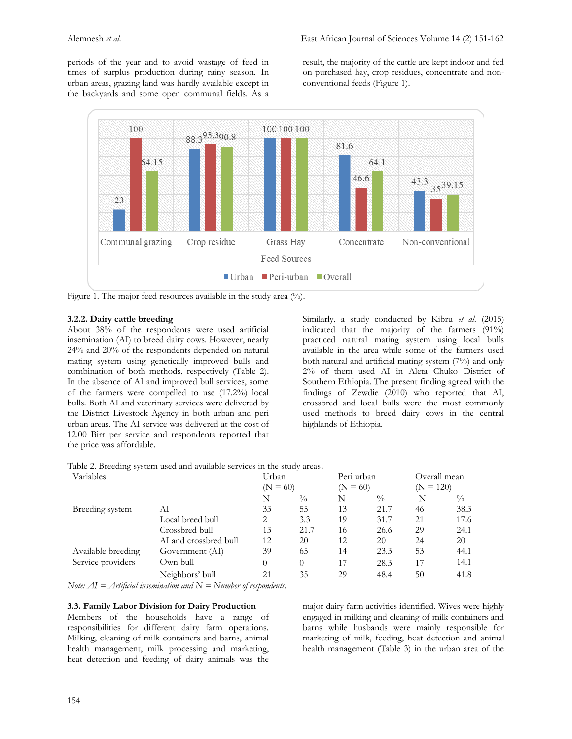periods of the year and to avoid wastage of feed in times of surplus production during rainy season. In urban areas, grazing land was hardly available except in the backyards and some open communal fields. As a result, the majority of the cattle are kept indoor and fed on purchased hay, crop residues, concentrate and non-conventional feeds (Figure 1).

Figure 1. The major feed resources available in the study area (%).

### 3.2.2. Dairy cattle breeding

About 38% of the respondents were used artificial insemination (AI) to breed dairy cows. However, nearly 24% and 20% of the respondents depended on natural mating system using genetically improved bulls and combination of both methods, respectively (Table 2). In the absence of AI and improved bull services, some of the farmers were compelled to use (17.2%) local bulls. Both AI and veterinary services were delivered by the District Livestock Agency in both urban and peri urban areas. The AI service was delivered at the cost of 12.00 Birr per service and respondents reported that the price was affordable.

Similarly, a study conducted by Kibru *et al.* (2015) indicated that the majority of the farmers (91%) practiced natural mating system using local bulls available in the area while some of the farmers used both natural and artificial mating system (7%) and only 2% of them used AI in Aleta Chuko District of Southern Ethiopia. The present finding agreed with the findings of Zewdie (2010) who reported that AI, crossbred and local bulls were the most commonly used methods to breed dairy cows in the central highlands of Ethiopia.

Table 2. Breeding system used and available services in the study areas.

| Variables | | Urban (N = 60) | | Peri urban (N = 60) | | Overall mean (N = 120) | |
|---|---|---|---|---|---|---|---|
| | | N | % | N | % | N | % |
| Breeding system | AI | 33 | 55 | 13 | 21.7 | 46 | 38.3 |
| | Local breed bull | 2 | 3.3 | 19 | 31.7 | 21 | 17.6 |
| | Crossbred bull | 13 | 21.7 | 16 | 26.6 | 29 | 24.1 |
| | AI and crossbred bull | 12 | 20 | 12 | 20 | 24 | 20 |
| Available breeding Service providers | Government (AI) | 39 | 65 | 14 | 23.3 | 53 | 44.1 |
| | Own bull | 0 | 0 | 17 | 28.3 | 17 | 14.1 |
| | Neighbors' bull | 21 | 35 | 29 | 48.4 | 50 | 41.8 |

*Note: AI = Artificial insemination and N = Number of respondents.*

## 3.3. Family Labor Division for Dairy Production

Members of the households have a range of responsibilities for different dairy farm operations. Milking, cleaning of milk containers and barns, animal health management, milk processing and marketing, heat detection and feeding of dairy animals was the major dairy farm activities identified. Wives were highly engaged in milking and cleaning of milk containers and barns while husbands were mainly responsible for marketing of milk, feeding, heat detection and animal health management (Table 3) in the urban area of the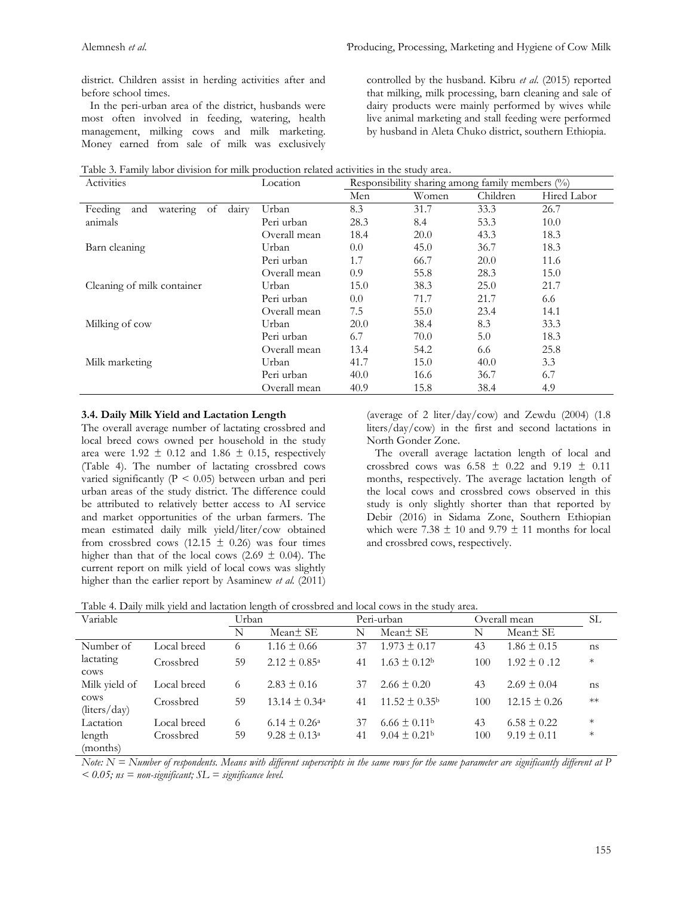district. Children assist in herding activities after and before school times.

In the peri-urban area of the district, husbands were most often involved in feeding, watering, health management, milking cows and milk marketing. Money earned from sale of milk was exclusively controlled by the husband. Kibru *et al.* (2015) reported that milking, milk processing, barn cleaning and sale of dairy products were mainly performed by wives while live animal marketing and stall feeding were performed by husband in Aleta Chuko district, southern Ethiopia.

Table 3. Family labor division for milk production related activities in the study area.

| Activities | Location | Responsibility sharing among family members (%) | | | |
|---|---|---|---|---|---|
| | | Men | Women | Children | Hired Labor |
| Feeding and watering of dairy animals | Urban | 8.3 | 31.7 | 33.3 | 26.7 |
| | Peri urban | 28.3 | 8.4 | 53.3 | 10.0 |
| | Overall mean | 18.4 | 20.0 | 43.3 | 18.3 |
| Barn cleaning | Urban | 0.0 | 45.0 | 36.7 | 18.3 |
| | Peri urban | 1.7 | 66.7 | 20.0 | 11.6 |
| | Overall mean | 0.9 | 55.8 | 28.3 | 15.0 |
| Cleaning of milk container | Urban | 15.0 | 38.3 | 25.0 | 21.7 |
| | Peri urban | 0.0 | 71.7 | 21.7 | 6.6 |
| | Overall mean | 7.5 | 55.0 | 23.4 | 14.1 |
| Milking of cow | Urban | 20.0 | 38.4 | 8.3 | 33.3 |
| | Peri urban | 6.7 | 70.0 | 5.0 | 18.3 |
| | Overall mean | 13.4 | 54.2 | 6.6 | 25.8 |
| Milk marketing | Urban | 41.7 | 15.0 | 40.0 | 3.3 |
| | Peri urban | 40.0 | 16.6 | 36.7 | 6.7 |
| | Overall mean | 40.9 | 15.8 | 38.4 | 4.9 |

### 3.4. Daily Milk Yield and Lactation Length

The overall average number of lactating crossbred and local breed cows owned per household in the study area were 1.92 ± 0.12 and 1.86 ± 0.15, respectively (Table 4). The number of lactating crossbred cows varied significantly ($P < 0.05$) between urban and peri urban areas of the study district. The difference could be attributed to relatively better access to AI service and market opportunities of the urban farmers. The mean estimated daily milk yield/liter/cow obtained from crossbred cows (12.15 ± 0.26) was four times higher than that of the local cows (2.69 ± 0.04). The current report on milk yield of local cows was slightly higher than the earlier report by Asaminew *et al.* (2011) (average of 2 liter/day/cow) and Zewdu (2004) (1.8 liters/day/cow) in the first and second lactations in North Gonder Zone.

The overall average lactation length of local and crossbred cows was 6.58 ± 0.22 and 9.19 ± 0.11 months, respectively. The average lactation length of the local cows and crossbred cows observed in this study is only slightly shorter than that reported by Debir (2016) in Sidama Zone, Southern Ethiopian which were 7.38 ± 10 and 9.79 ± 11 months for local and crossbred cows, respectively.

Table 4. Daily milk yield and lactation length of crossbred and local cows in the study area.

| Variable | | Urban | | Peri-urban | | Overall mean | | SL |
|---|---|---|---|---|---|---|---|---|
| | | N | Mean± SE | N | Mean± SE | N | Mean± SE | |
| Number of lactating cows | Local breed | 6 | 1.16 ± 0.66 | 37 | 1.973 ± 0.17 | 43 | 1.86 ± 0.15 | ns |
| | Crossbred | 59 | 2.12 ± 0.85[a] | 41 | 1.63 ± 0.12[b] | 100 | 1.92 ± 0 .12 | * |
| Milk yield of cows (liters/day) | Local breed | 6 | 2.83 ± 0.16 | 37 | 2.66 ± 0.20 | 43 | 2.69 ± 0.04 | ns |
| | Crossbred | 59 | 13.14 ± 0.34[a] | 41 | 11.52 ± 0.35[b] | 100 | 12.15 ± 0.26 | ** |
| Lactation length (months) | Local breed | 6 | 6.14 ± 0.26[a] | 37 | 6.66 ± 0.11[b] | 43 | 6.58 ± 0.22 | * |
| | Crossbred | 59 | 9.28 ± 0.13[a] | 41 | 9.04 ± 0.21[b] | 100 | 9.19 ± 0.11 | * |

*Note: N = Number of respondents. Means with different superscripts in the same rows for the same parameter are significantly different at P < 0.05; ns = non-significant; SL = significance level.*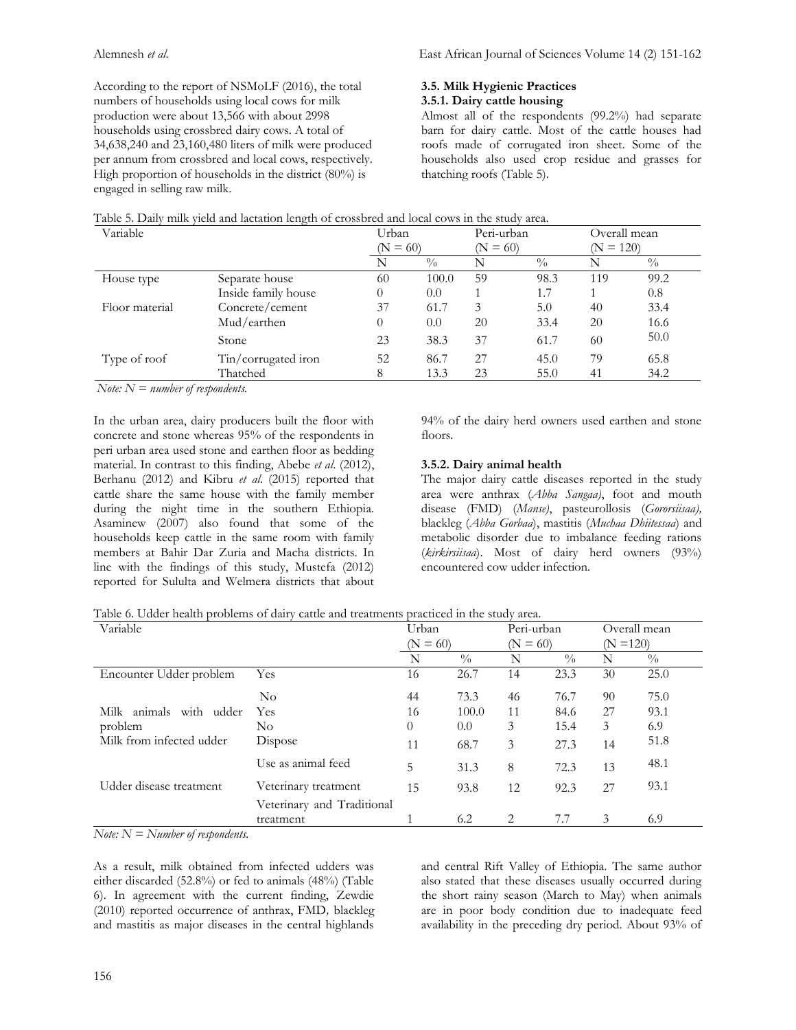According to the report of NSMoLF (2016), the total numbers of households using local cows for milk production were about 13,566 with about 2998 households using crossbred dairy cows. A total of 34,638,240 and 23,160,480 liters of milk were produced per annum from crossbred and local cows, respectively. High proportion of households in the district (80%) is engaged in selling raw milk.

### 3.5. Milk Hygienic Practices

#### 3.5.1. Dairy cattle housing

Almost all of the respondents (99.2%) had separate barn for dairy cattle. Most of the cattle houses had roofs made of corrugated iron sheet. Some of the households also used crop residue and grasses for thatching roofs (Table 5).

Table 5. Daily milk yield and lactation length of crossbred and local cows in the study area.

| Variable | | Urban (N = 60) | | Peri-urban (N = 60) | | Overall mean (N = 120) | |
|---|---|---|---|---|---|---|---|
| | | N | % | N | % | N | % |
| House type | Separate house | 60 | 100.0 | 59 | 98.3 | 119 | 99.2 |
| | Inside family house | 0 | 0.0 | 1 | 1.7 | 1 | 0.8 |
| Floor material | Concrete/cement | 37 | 61.7 | 3 | 5.0 | 40 | 33.4 |
| | Mud/earthen | 0 | 0.0 | 20 | 33.4 | 20 | 16.6 |
| | Stone | 23 | 38.3 | 37 | 61.7 | 60 | 50.0 |
| Type of roof | Tin/corrugated iron | 52 | 86.7 | 27 | 45.0 | 79 | 65.8 |
| | Thatched | 8 | 13.3 | 23 | 55.0 | 41 | 34.2 |

*Note: N = number of respondents.*

In the urban area, dairy producers built the floor with concrete and stone whereas 95% of the respondents in peri urban area used stone and earthen floor as bedding material. In contrast to this finding, Abebe *et al*. (2012), Berhanu (2012) and Kibru *et al.* (2015) reported that cattle share the same house with the family member during the night time in the southern Ethiopia. Asaminew (2007) also found that some of the households keep cattle in the same room with family members at Bahir Dar Zuria and Macha districts. In line with the findings of this study, Mustefa (2012) reported for Sululta and Welmera districts that about 94% of the dairy herd owners used earthen and stone floors.

#### 3.5.2. Dairy animal health

The major dairy cattle diseases reported in the study area were anthrax (*Abba Sangaa*), foot and mouth disease (FMD) (*Manse*), pasteurollosis (*Gororsiisaa),* blackleg (*Abba Gorbaa*), mastitis (*Muchaa Dhiitessaa*) and metabolic disorder due to imbalance feeding rations (*kirkirsiisaa*). Most of dairy herd owners (93%) encountered cow udder infection.

Table 6. Udder health problems of dairy cattle and treatments practiced in the study area.

| Variable | | Urban (N = 60) | | Peri-urban (N = 60) | | Overall mean (N =120) | |
|---|---|---|---|---|---|---|---|
| | | N | % | N | % | N | % |
| Encounter Udder problem | Yes | 16 | 26.7 | 14 | 23.3 | 30 | 25.0 |
| | No | 44 | 73.3 | 46 | 76.7 | 90 | 75.0 |
| Milk animals with udder problem | Yes | 16 | 100.0 | 11 | 84.6 | 27 | 93.1 |
| | No | 0 | 0.0 | 3 | 15.4 | 3 | 6.9 |
| Milk from infected udder | Dispose | 11 | 68.7 | 3 | 27.3 | 14 | 51.8 |
| | Use as animal feed | 5 | 31.3 | 8 | 72.3 | 13 | 48.1 |
| Udder disease treatment | Veterinary treatment | 15 | 93.8 | 12 | 92.3 | 27 | 93.1 |
| | Veterinary and Traditional treatment | 1 | 6.2 | 2 | 7.7 | 3 | 6.9 |

*Note: N = Number of respondents.*

As a result, milk obtained from infected udders was either discarded (52.8%) or fed to animals (48%) (Table 6). In agreement with the current finding, Zewdie (2010) reported occurrence of anthrax, FMD, blackleg and mastitis as major diseases in the central highlands and central Rift Valley of Ethiopia. The same author also stated that these diseases usually occurred during the short rainy season (March to May) when animals are in poor body condition due to inadequate feed availability in the preceding dry period. About 93% of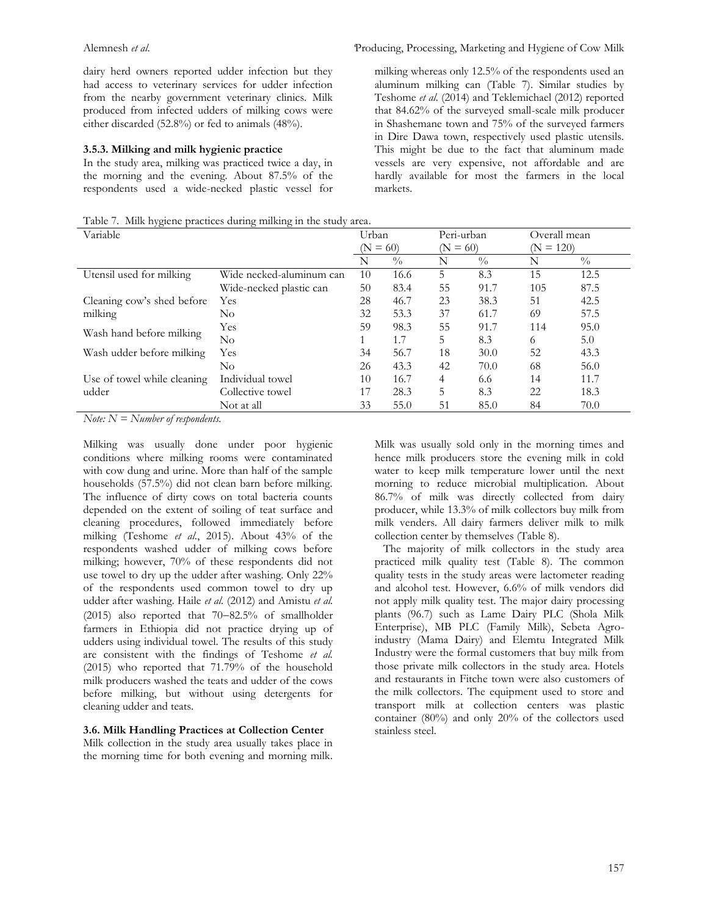dairy herd owners reported udder infection but they had access to veterinary services for udder infection from the nearby government veterinary clinics. Milk produced from infected udders of milking cows were either discarded (52.8%) or fed to animals (48%).

### 3.5.3. Milking and milk hygienic practice

In the study area, milking was practiced twice a day, in the morning and the evening. About 87.5% of the respondents used a wide-necked plastic vessel for milking whereas only 12.5% of the respondents used an aluminum milking can (Table 7). Similar studies by Teshome *et al.* (2014) and Teklemichael (2012) reported that 84.62% of the surveyed small-scale milk producer in Shashemane town and 75% of the surveyed farmers in Dire Dawa town, respectively used plastic utensils. This might be due to the fact that aluminum made vessels are very expensive, not affordable and are hardly available for most the farmers in the local markets.

Table 7. Milk hygiene practices during milking in the study area.

| Variable | | Urban (N = 60) | | Peri-urban (N = 60) | | Overall mean (N = 120) | |
|---|---|---|---|---|---|---|---|
| | | N | % | N | % | N | % |
| Utensil used for milking | Wide necked-aluminum can | 10 | 16.6 | 5 | 8.3 | 15 | 12.5 |
| | Wide-necked plastic can | 50 | 83.4 | 55 | 91.7 | 105 | 87.5 |
| Cleaning cow's shed before milking | Yes | 28 | 46.7 | 23 | 38.3 | 51 | 42.5 |
| | No | 32 | 53.3 | 37 | 61.7 | 69 | 57.5 |
| Wash hand before milking | Yes | 59 | 98.3 | 55 | 91.7 | 114 | 95.0 |
| | No | 1 | 1.7 | 5 | 8.3 | 6 | 5.0 |
| Wash udder before milking | Yes | 34 | 56.7 | 18 | 30.0 | 52 | 43.3 |
| | No | 26 | 43.3 | 42 | 70.0 | 68 | 56.0 |
| Use of towel while cleaning udder | Individual towel | 10 | 16.7 | 4 | 6.6 | 14 | 11.7 |
| | Collective towel | 17 | 28.3 | 5 | 8.3 | 22 | 18.3 |
| | Not at all | 33 | 55.0 | 51 | 85.0 | 84 | 70.0 |

*Note: N = Number of respondents.*

Milking was usually done under poor hygienic conditions where milking rooms were contaminated with cow dung and urine. More than half of the sample households (57.5%) did not clean barn before milking. The influence of dirty cows on total bacteria counts depended on the extent of soiling of teat surface and cleaning procedures, followed immediately before milking (Teshome *et al.*, 2015). About 43% of the respondents washed udder of milking cows before milking; however, 70% of these respondents did not use towel to dry up the udder after washing. Only 22% of the respondents used common towel to dry up udder after washing. Haile *et al.* (2012) and Amistu *et al.* (2015) also reported that 70–82.5% of smallholder farmers in Ethiopia did not practice drying up of udders using individual towel. The results of this study are consistent with the findings of Teshome *et al.* (2015) who reported that 71.79% of the household milk producers washed the teats and udder of the cows before milking, but without using detergents for cleaning udder and teats.

## 3.6. Milk Handling Practices at Collection Center

Milk collection in the study area usually takes place in the morning time for both evening and morning milk. Milk was usually sold only in the morning times and hence milk producers store the evening milk in cold water to keep milk temperature lower until the next morning to reduce microbial multiplication. About 86.7% of milk was directly collected from dairy producer, while 13.3% of milk collectors buy milk from milk venders. All dairy farmers deliver milk to milk collection center by themselves (Table 8).

The majority of milk collectors in the study area practiced milk quality test (Table 8). The common quality tests in the study areas were lactometer reading and alcohol test. However, 6.6% of milk vendors did not apply milk quality test. The major dairy processing plants (96.7) such as Lame Dairy PLC (Shola Milk Enterprise), MB PLC (Family Milk), Sebeta Agro-industry (Mama Dairy) and Elemtu Integrated Milk Industry were the formal customers that buy milk from those private milk collectors in the study area. Hotels and restaurants in Fitche town were also customers of the milk collectors. The equipment used to store and transport milk at collection centers was plastic container (80%) and only 20% of the collectors used stainless steel.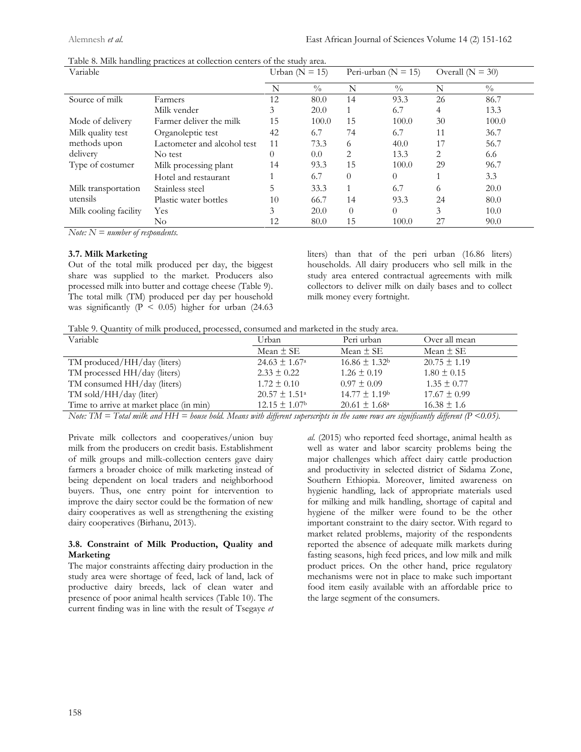Table 8. Milk handling practices at collection centers of the study area.

| Variable | | Urban (N = 15) | | Peri-urban (N = 15) | | Overall (N = 30) | |
|---|---|---|---|---|---|---|---|
| | | N | % | N | % | N | % |
| Source of milk | Farmers | 12 | 80.0 | 14 | 93.3 | 26 | 86.7 |
| | Milk vender | 3 | 20.0 | 1 | 6.7 | 4 | 13.3 |
| Mode of delivery | Farmer deliver the milk | 15 | 100.0 | 15 | 100.0 | 30 | 100.0 |
| Milk quality test methods upon delivery | Organoleptic test | 42 | 6.7 | 74 | 6.7 | 11 | 36.7 |
| | Lactometer and alcohol test | 11 | 73.3 | 6 | 40.0 | 17 | 56.7 |
| | No test | 0 | 0.0 | 2 | 13.3 | 2 | 6.6 |
| Type of costumer | Milk processing plant | 14 | 93.3 | 15 | 100.0 | 29 | 96.7 |
| | Hotel and restaurant | 1 | 6.7 | 0 | 0 | 1 | 3.3 |
| Milk transportation utensils | Stainless steel | 5 | 33.3 | 1 | 6.7 | 6 | 20.0 |
| | Plastic water bottles | 10 | 66.7 | 14 | 93.3 | 24 | 80.0 |
| Milk cooling facility | Yes | 3 | 20.0 | 0 | 0 | 3 | 10.0 |
| | No | 12 | 80.0 | 15 | 100.0 | 27 | 90.0 |

*Note: N = number of respondents.*

### 3.7. Milk Marketing

Out of the total milk produced per day, the biggest share was supplied to the market. Producers also processed milk into butter and cottage cheese (Table 9). The total milk (TM) produced per day per household was significantly ($P < 0.05$) higher for urban (24.63 liters) than that of the peri urban (16.86 liters) households. All dairy producers who sell milk in the study area entered contractual agreements with milk collectors to deliver milk on daily bases and to collect milk money every fortnight.

Table 9. Quantity of milk produced, processed, consumed and marketed in the study area.

| Variable | Urban | Peri urban | Over all mean |
|---|---|---|---|
| | Mean ± SE | Mean ± SE | Mean ± SE |
| TM produced/HH/day (liters) | $24.63 \pm 1.67^{a}$ | $16.86 \pm 1.32^{b}$ | 20.75 ± 1.19 |
| TM processed HH/day (liters) | 2.33 ± 0.22 | 1.26 ± 0.19 | 1.80 ± 0.15 |
| TM consumed HH/day (liters) | 1.72 ± 0.10 | 0.97 ± 0.09 | 1.35 ± 0.77 |
| TM sold/HH/day (liter) | $20.57 \pm 1.51^{a}$ | $14.77 \pm 1.19^{b}$ | 17.67 ± 0.99 |
| Time to arrive at market place (in min) | $12.15 \pm 1.07^{b}$ | $20.61 \pm 1.68^{a}$ | 16.38 ± 1.6 |

*Note: TM = Total milk and HH = house hold. Means with different superscripts in the same rows are significantly different ($P < 0.05$).*

Private milk collectors and cooperatives/union buy milk from the producers on credit basis. Establishment of milk groups and milk-collection centers gave dairy farmers a broader choice of milk marketing instead of being dependent on local traders and neighborhood buyers. Thus, one entry point for intervention to improve the dairy sector could be the formation of new dairy cooperatives as well as strengthening the existing dairy cooperatives (Birhanu, 2013).

### 3.8. Constraint of Milk Production, Quality and Marketing

The major constraints affecting dairy production in the study area were shortage of feed, lack of land, lack of productive dairy breeds, lack of clean water and presence of poor animal health services (Table 10). The current finding was in line with the result of Tsegaye *et al.* (2015) who reported feed shortage, animal health as well as water and labor scarcity problems being the major challenges which affect dairy cattle production and productivity in selected district of Sidama Zone, Southern Ethiopia. Moreover, limited awareness on hygienic handling, lack of appropriate materials used for milking and milk handling, shortage of capital and hygiene of the milker were found to be the other important constraint to the dairy sector. With regard to market related problems, majority of the respondents reported the absence of adequate milk markets during fasting seasons, high feed prices, and low milk and milk product prices. On the other hand, price regulatory mechanisms were not in place to make such important food item easily available with an affordable price to the large segment of the consumers.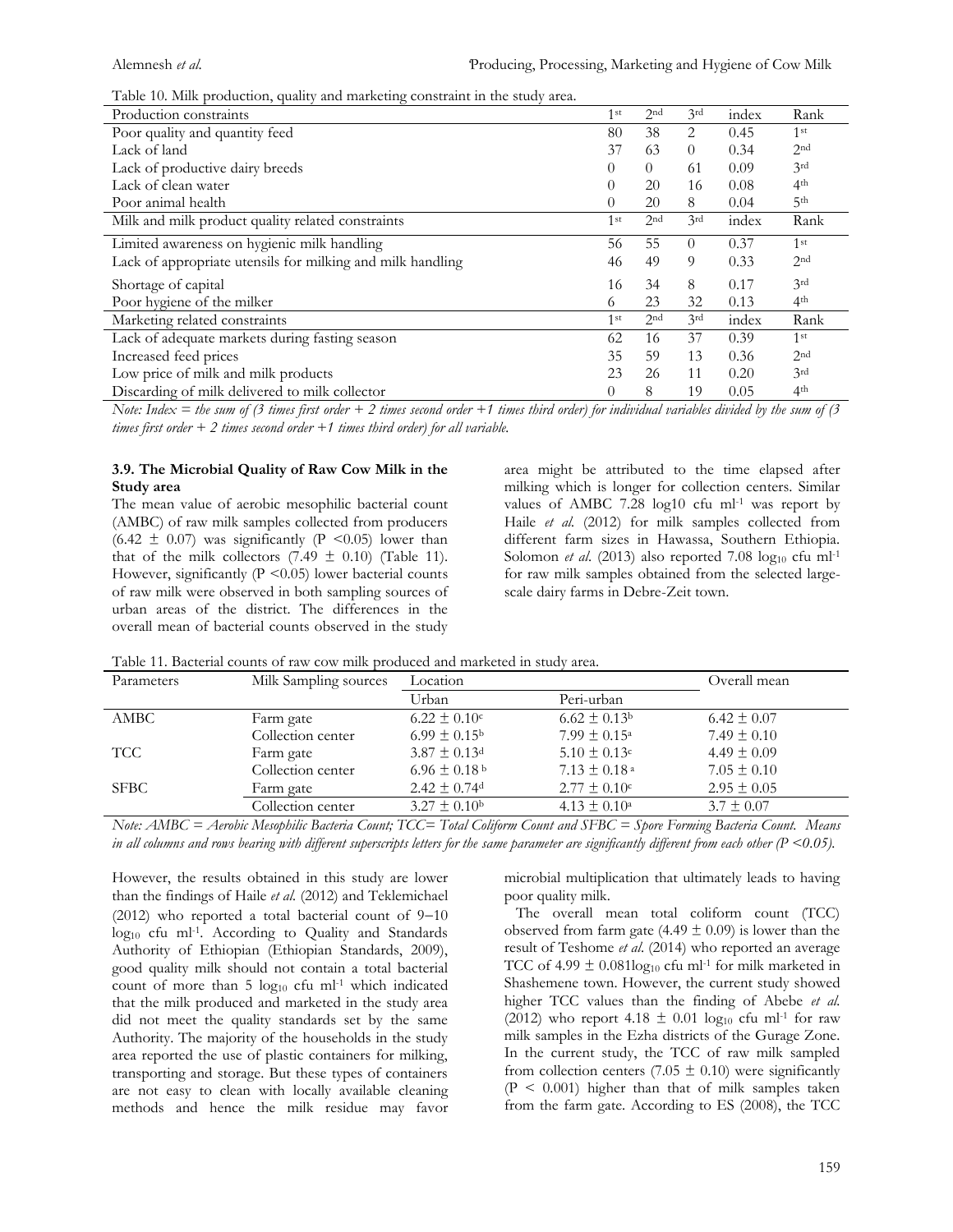Table 10. Milk production, quality and marketing constraint in the study area.

| Production constraints | 1st | 2nd | 3rd | index | Rank |
|---|---|---|---|---|---|
| Poor quality and quantity feed | 80 | 38 | 2 | 0.45 | 1st |
| Lack of land | 37 | 63 | 0 | 0.34 | 2nd |
| Lack of productive dairy breeds | 0 | 0 | 61 | 0.09 | 3rd |
| Lack of clean water | 0 | 20 | 16 | 0.08 | 4th |
| Poor animal health | 0 | 20 | 8 | 0.04 | 5th |
| **Milk and milk product quality related constraints** | 1st | 2nd | 3rd | index | Rank |
| Limited awareness on hygienic milk handling | 56 | 55 | 0 | 0.37 | 1st |
| Lack of appropriate utensils for milking and milk handling | 46 | 49 | 9 | 0.33 | 2nd |
| Shortage of capital | 16 | 34 | 8 | 0.17 | 3rd |
| Poor hygiene of the milker | 6 | 23 | 32 | 0.13 | 4th |
| **Marketing related constraints** | 1st | 2nd | 3rd | index | Rank |
| Lack of adequate markets during fasting season | 62 | 16 | 37 | 0.39 | 1st |
| Increased feed prices | 35 | 59 | 13 | 0.36 | 2nd |
| Low price of milk and milk products | 23 | 26 | 11 | 0.20 | 3rd |
| Discarding of milk delivered to milk collector | 0 | 8 | 19 | 0.05 | 4th |

*Note: Index = the sum of (3 times first order + 2 times second order +1 times third order) for individual variables divided by the sum of (3 times first order + 2 times second order +1 times third order) for all variable.*

### 3.9. The Microbial Quality of Raw Cow Milk in the Study area

The mean value of aerobic mesophilic bacterial count (AMBC) of raw milk samples collected from producers (6.42 ± 0.07) was significantly ($P < 0.05$) lower than that of the milk collectors (7.49 ± 0.10) (Table 11). However, significantly ($P < 0.05$) lower bacterial counts of raw milk were observed in both sampling sources of urban areas of the district. The differences in the overall mean of bacterial counts observed in the study area might be attributed to the time elapsed after milking which is longer for collection centers. Similar values of AMBC 7.28 log10 cfu ml$^{-1}$ was report by Haile *et al.* (2012) for milk samples collected from different farm sizes in Hawassa, Southern Ethiopia. Solomon *et al.* (2013) also reported 7.08 $\log_{10}$ cfu ml$^{-1}$ for raw milk samples obtained from the selected large-scale dairy farms in Debre-Zeit town.

Table 11. Bacterial counts of raw cow milk produced and marketed in study area.

| Parameters | Milk Sampling sources | Location | | Overall mean |
|---|---|---|---|---|
| | | Urban | Peri-urban | |
| AMBC | Farm gate | 6.22 ± 0.10$^{c}$ | 6.62 ± 0.13$^{b}$ | 6.42 ± 0.07 |
| | Collection center | 6.99 ± 0.15$^{b}$ | 7.99 ± 0.15$^{a}$ | 7.49 ± 0.10 |
| TCC | Farm gate | 3.87 ± 0.13$^{d}$ | 5.10 ± 0.13$^{c}$ | 4.49 ± 0.09 |
| | Collection center | 6.96 ± 0.18$^{b}$ | 7.13 ± 0.18$^{a}$ | 7.05 ± 0.10 |
| SFBC | Farm gate | 2.42 ± 0.74$^{d}$ | 2.77 ± 0.10$^{c}$ | 2.95 ± 0.05 |
| | Collection center | 3.27 ± 0.10$^{b}$ | 4.13 ± 0.10$^{a}$ | 3.7 ± 0.07 |

*Note: AMBC = Aerobic Mesophilic Bacteria Count; TCC= Total Coliform Count and SFBC = Spore Forming Bacteria Count. Means in all columns and rows bearing with different superscripts letters for the same parameter are significantly different from each other (P <0.05).*

However, the results obtained in this study are lower than the findings of Haile *et al.* (2012) and Teklemichael (2012) who reported a total bacterial count of 9–10 $\log_{10}$ cfu ml$^{-1}$. According to Quality and Standards Authority of Ethiopian (Ethiopian Standards, 2009), good quality milk should not contain a total bacterial count of more than 5 $\log_{10}$ cfu ml$^{-1}$ which indicated that the milk produced and marketed in the study area did not meet the quality standards set by the same Authority. The majority of the households in the study area reported the use of plastic containers for milking, transporting and storage. But these types of containers are not easy to clean with locally available cleaning methods and hence the milk residue may favor microbial multiplication that ultimately leads to having poor quality milk.

The overall mean total coliform count (TCC) observed from farm gate (4.49 ± 0.09) is lower than the result of Teshome *et al*. (2014) who reported an average TCC of 4.99 ± 0.081$\log_{10}$ cfu ml$^{-1}$ for milk marketed in Shashemene town. However, the current study showed higher TCC values than the finding of Abebe *et al.* (2012) who report 4.18 ± 0.01 $\log_{10}$ cfu ml$^{-1}$ for raw milk samples in the Ezha districts of the Gurage Zone. In the current study, the TCC of raw milk sampled from collection centers (7.05 ± 0.10) were significantly ($P < 0.001$) higher than that of milk samples taken from the farm gate. According to ES (2008), the TCC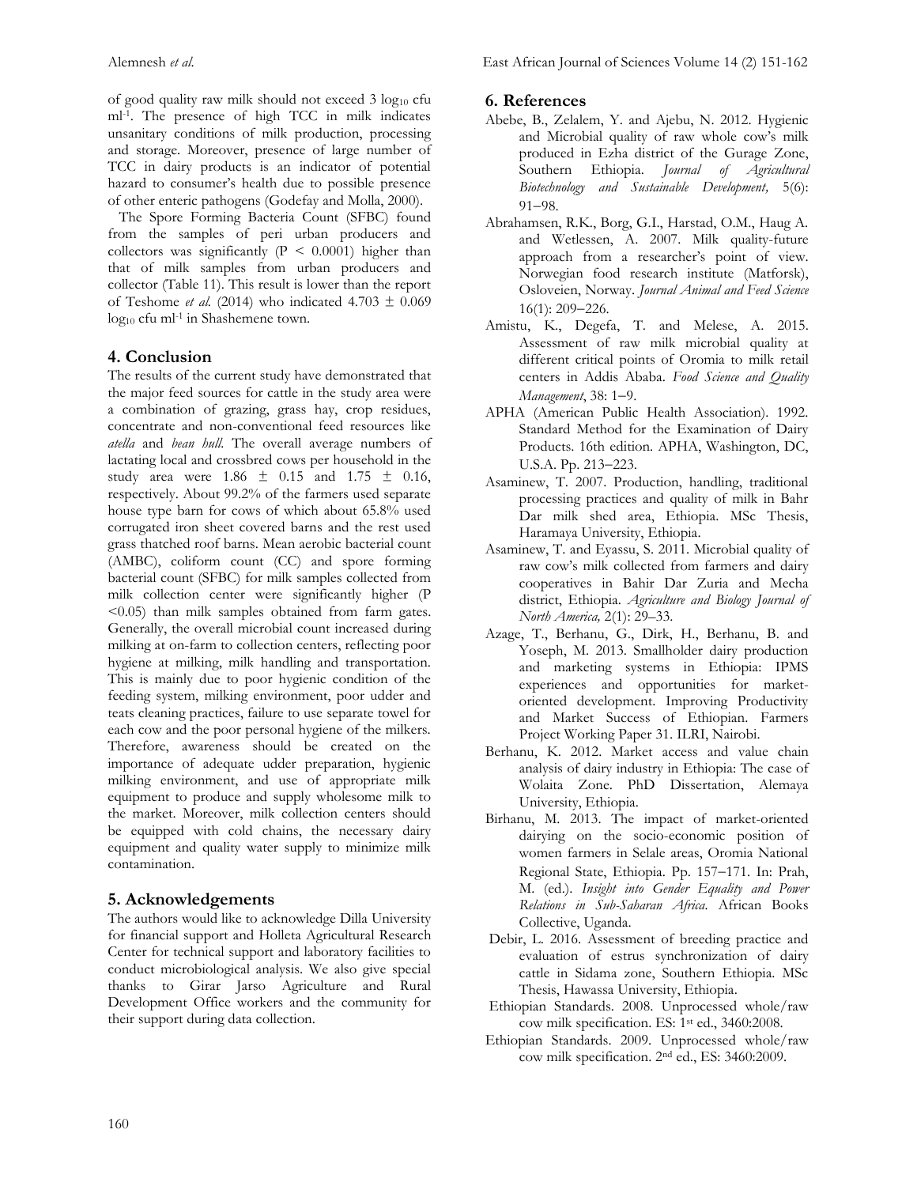of good quality raw milk should not exceed 3 $\log_{10}$ cfu $ml^{-1}$. The presence of high TCC in milk indicates unsanitary conditions of milk production, processing and storage. Moreover, presence of large number of TCC in dairy products is an indicator of potential hazard to consumer's health due to possible presence of other enteric pathogens (Godefay and Molla, 2000).

The Spore Forming Bacteria Count (SFBC) found from the samples of peri urban producers and collectors was significantly ($P < 0.0001$) higher than that of milk samples from urban producers and collector (Table 11). This result is lower than the report of Teshome *et al.* (2014) who indicated $4.703 \pm 0.069$ $\log_{10}$ cfu $ml^{-1}$ in Shashemene town.

## 4. Conclusion

The results of the current study have demonstrated that the major feed sources for cattle in the study area were a combination of grazing, grass hay, crop residues, concentrate and non-conventional feed resources like *atella* and *bean hull*. The overall average numbers of lactating local and crossbred cows per household in the study area were $1.86 \pm 0.15$ and $1.75 \pm 0.16$, respectively. About 99.2% of the farmers used separate house type barn for cows of which about 65.8% used corrugated iron sheet covered barns and the rest used grass thatched roof barns. Mean aerobic bacterial count (AMBC), coliform count (CC) and spore forming bacterial count (SFBC) for milk samples collected from milk collection center were significantly higher ($P < 0.05$) than milk samples obtained from farm gates. Generally, the overall microbial count increased during milking at on-farm to collection centers, reflecting poor hygiene at milking, milk handling and transportation. This is mainly due to poor hygienic condition of the feeding system, milking environment, poor udder and teats cleaning practices, failure to use separate towel for each cow and the poor personal hygiene of the milkers. Therefore, awareness should be created on the importance of adequate udder preparation, hygienic milking environment, and use of appropriate milk equipment to produce and supply wholesome milk to the market. Moreover, milk collection centers should be equipped with cold chains, the necessary dairy equipment and quality water supply to minimize milk contamination.

## 5. Acknowledgements

The authors would like to acknowledge Dilla University for financial support and Holleta Agricultural Research Center for technical support and laboratory facilities to conduct microbiological analysis. We also give special thanks to Girar Jarso Agriculture and Rural Development Office workers and the community for their support during data collection.

## 6. References

Abebe, B., Zelalem, Y. and Ajebu, N. 2012. Hygienic and Microbial quality of raw whole cow's milk produced in Ezha district of the Gurage Zone, Southern Ethiopia. *Journal of Agricultural Biotechnology and Sustainable Development,* 5(6): 91–98.

Abrahamsen, R.K., Borg, G.I., Harstad, O.M., Haug A. and Wetlessen, A. 2007. Milk quality-future approach from a researcher's point of view. Norwegian food research institute (Matforsk), Osloveien, Norway. *Journal Animal and Feed Science* 16(1): 209–226.

Amistu, K., Degefa, T. and Melese, A. 2015. Assessment of raw milk microbial quality at different critical points of Oromia to milk retail centers in Addis Ababa. *Food Science and Quality Management*, 38: 1–9.

APHA (American Public Health Association). 1992. Standard Method for the Examination of Dairy Products. 16th edition. APHA, Washington, DC, U.S.A. Pp. 213–223.

Asaminew, T. 2007. Production, handling, traditional processing practices and quality of milk in Bahr Dar milk shed area, Ethiopia. MSc Thesis, Haramaya University, Ethiopia.

Asaminew, T. and Eyassu, S. 2011. Microbial quality of raw cow's milk collected from farmers and dairy cooperatives in Bahir Dar Zuria and Mecha district, Ethiopia. *Agriculture and Biology Journal of North America,* 2(1): 29–33.

Azage, T., Berhanu, G., Dirk, H., Berhanu, B. and Yoseph, M. 2013. Smallholder dairy production and marketing systems in Ethiopia: IPMS experiences and opportunities for market-oriented development. Improving Productivity and Market Success of Ethiopian. Farmers Project Working Paper 31. ILRI, Nairobi.

Berhanu, K. 2012. Market access and value chain analysis of dairy industry in Ethiopia: The case of Wolaita Zone. PhD Dissertation, Alemaya University, Ethiopia.

Birhanu, M. 2013. The impact of market-oriented dairying on the socio-economic position of women farmers in Selale areas, Oromia National Regional State, Ethiopia. Pp. 157–171. In: Prah, M. (ed.). *Insight into Gender Equality and Power Relations in Sub-Saharan Africa.* African Books Collective, Uganda.

Debir, L. 2016. Assessment of breeding practice and evaluation of estrus synchronization of dairy cattle in Sidama zone, Southern Ethiopia. MSc Thesis, Hawassa University, Ethiopia.

Ethiopian Standards. 2008. Unprocessed whole/raw cow milk specification. ES: 1st ed., 3460:2008.

Ethiopian Standards. 2009. Unprocessed whole/raw cow milk specification. 2nd ed., ES: 3460:2009.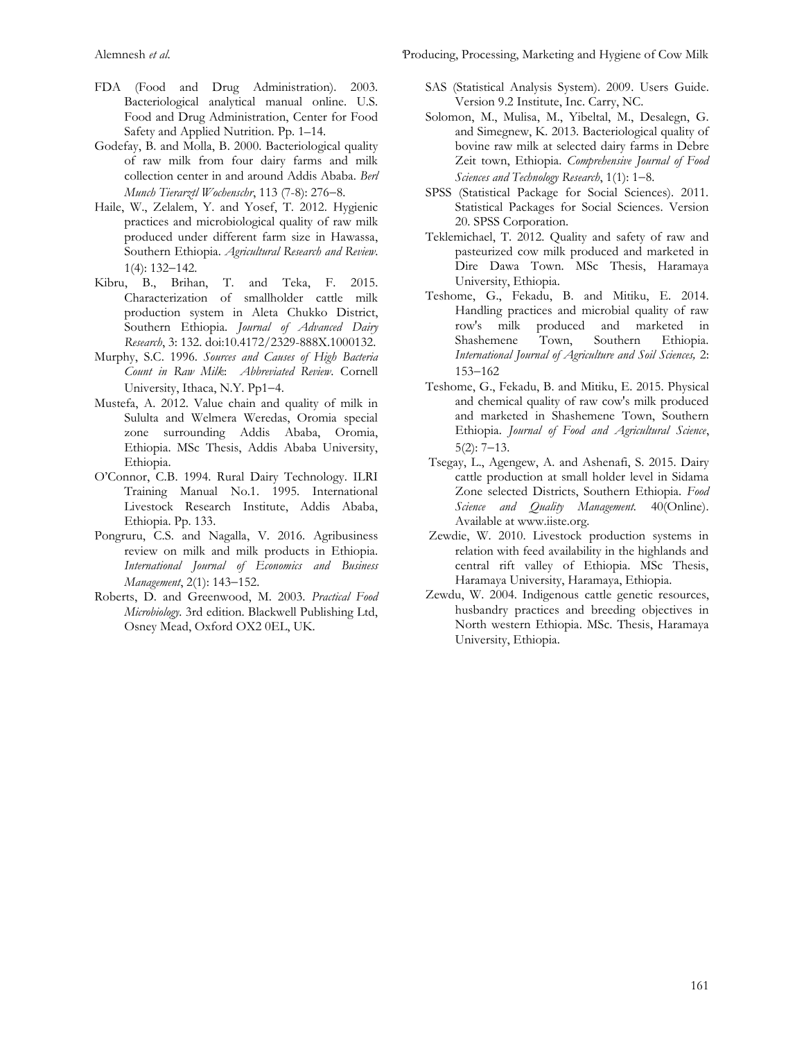FDA (Food and Drug Administration). 2003. Bacteriological analytical manual online. U.S. Food and Drug Administration, Center for Food Safety and Applied Nutrition. Pp. 1–14.

Godefay, B. and Molla, B. 2000. Bacteriological quality of raw milk from four dairy farms and milk collection center in and around Addis Ababa. *Berl Munch Tierarztl Wochenschr*, 113 (7-8): 276–8.

Haile, W., Zelalem, Y. and Yosef, T. 2012. Hygienic practices and microbiological quality of raw milk produced under different farm size in Hawassa, Southern Ethiopia. *Agricultural Research and Review*. 1(4): 132–142.

Kibru, B., Brihan, T. and Teka, F. 2015. Characterization of smallholder cattle milk production system in Aleta Chukko District, Southern Ethiopia. *Journal of Advanced Dairy Research*, 3: 132. doi:10.4172/2329-888X.1000132.

Murphy, S.C. 1996. *Sources and Causes of High Bacteria Count in Raw Milk*: *Abbreviated Review*. Cornell University, Ithaca, N.Y. Pp1–4.

Mustefa, A. 2012. Value chain and quality of milk in Sululta and Welmera Weredas, Oromia special zone surrounding Addis Ababa, Oromia, Ethiopia. MSc Thesis, Addis Ababa University, Ethiopia.

O'Connor, C.B. 1994. Rural Dairy Technology. ILRI Training Manual No.1. 1995. International Livestock Research Institute, Addis Ababa, Ethiopia. Pp. 133.

Pongruru, C.S. and Nagalla, V. 2016. Agribusiness review on milk and milk products in Ethiopia. *International Journal of Economics and Business Management*, 2(1): 143–152.

Roberts, D. and Greenwood, M. 2003. *Practical Food Microbiology*. 3rd edition. Blackwell Publishing Ltd, Osney Mead, Oxford OX2 0EL, UK.

SAS (Statistical Analysis System). 2009. Users Guide. Version 9.2 Institute, Inc. Carry, NC.

Solomon, M., Mulisa, M., Yibeltal, M., Desalegn, G. and Simegnew, K. 2013. Bacteriological quality of bovine raw milk at selected dairy farms in Debre Zeit town, Ethiopia. *Comprehensive Journal of Food Sciences and Technology Research*, 1(1): 1–8.

SPSS (Statistical Package for Social Sciences). 2011. Statistical Packages for Social Sciences. Version 20. SPSS Corporation.

Teklemichael, T. 2012. Quality and safety of raw and pasteurized cow milk produced and marketed in Dire Dawa Town. MSc Thesis, Haramaya University, Ethiopia.

Teshome, G., Fekadu, B. and Mitiku, E. 2014. Handling practices and microbial quality of raw row's milk produced and marketed in Shashemene Town, Southern Ethiopia. *International Journal of Agriculture and Soil Sciences,* 2: 153–162

Teshome, G., Fekadu, B. and Mitiku, E. 2015. Physical and chemical quality of raw cow's milk produced and marketed in Shashemene Town, Southern Ethiopia. *Journal of Food and Agricultural Science*, 5(2): 7–13.

Tsegay, L., Agengew, A. and Ashenafi, S. 2015. Dairy cattle production at small holder level in Sidama Zone selected Districts, Southern Ethiopia. *Food Science and Quality Management.* 40(Online). Available at www.iiste.org.

Zewdie, W. 2010. Livestock production systems in relation with feed availability in the highlands and central rift valley of Ethiopia. MSc Thesis, Haramaya University, Haramaya, Ethiopia.

Zewdu, W. 2004. Indigenous cattle genetic resources, husbandry practices and breeding objectives in North western Ethiopia. MSc. Thesis, Haramaya University, Ethiopia.